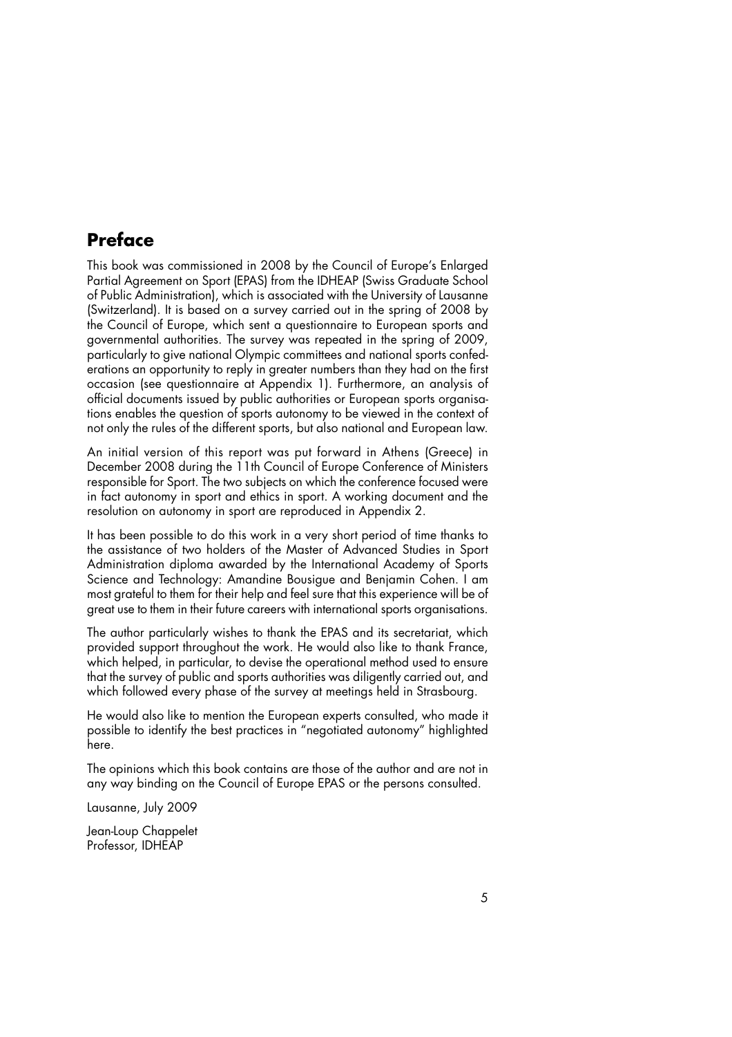## Preface

This book was commissioned in 2008 by the Council of Europe's Enlarged Partial Agreement on Sport (EPAS) from the IDHEAP (Swiss Graduate School of Public Administration), which is associated with the University of Lausanne (Switzerland). It is based on a survey carried out in the spring of 2008 by the Council of Europe, which sent a questionnaire to European sports and governmental authorities. The survey was repeated in the spring of 2009, particularly to give national Olympic committees and national sports confederations an opportunity to reply in greater numbers than they had on the first occasion (see questionnaire at Appendix 1). Furthermore, an analysis of official documents issued by public authorities or European sports organisations enables the question of sports autonomy to be viewed in the context of not only the rules of the different sports, but also national and European law.

An initial version of this report was put forward in Athens (Greece) in December 2008 during the 11th Council of Europe Conference of Ministers responsible for Sport. The two subjects on which the conference focused were in fact autonomy in sport and ethics in sport. A working document and the resolution on autonomy in sport are reproduced in Appendix 2.

It has been possible to do this work in a very short period of time thanks to the assistance of two holders of the Master of Advanced Studies in Sport Administration diploma awarded by the International Academy of Sports Science and Technology: Amandine Bousigue and Benjamin Cohen. I am most grateful to them for their help and feel sure that this experience will be of great use to them in their future careers with international sports organisations.

The author particularly wishes to thank the EPAS and its secretariat, which provided support throughout the work. He would also like to thank France, which helped, in particular, to devise the operational method used to ensure that the survey of public and sports authorities was diligently carried out, and which followed every phase of the survey at meetings held in Strasbourg.

He would also like to mention the European experts consulted, who made it possible to identify the best practices in "negotiated autonomy" highlighted here.

The opinions which this book contains are those of the author and are not in any way binding on the Council of Europe EPAS or the persons consulted.

Lausanne, July 2009

Jean-Loup Chappelet
Professor, IDHEAP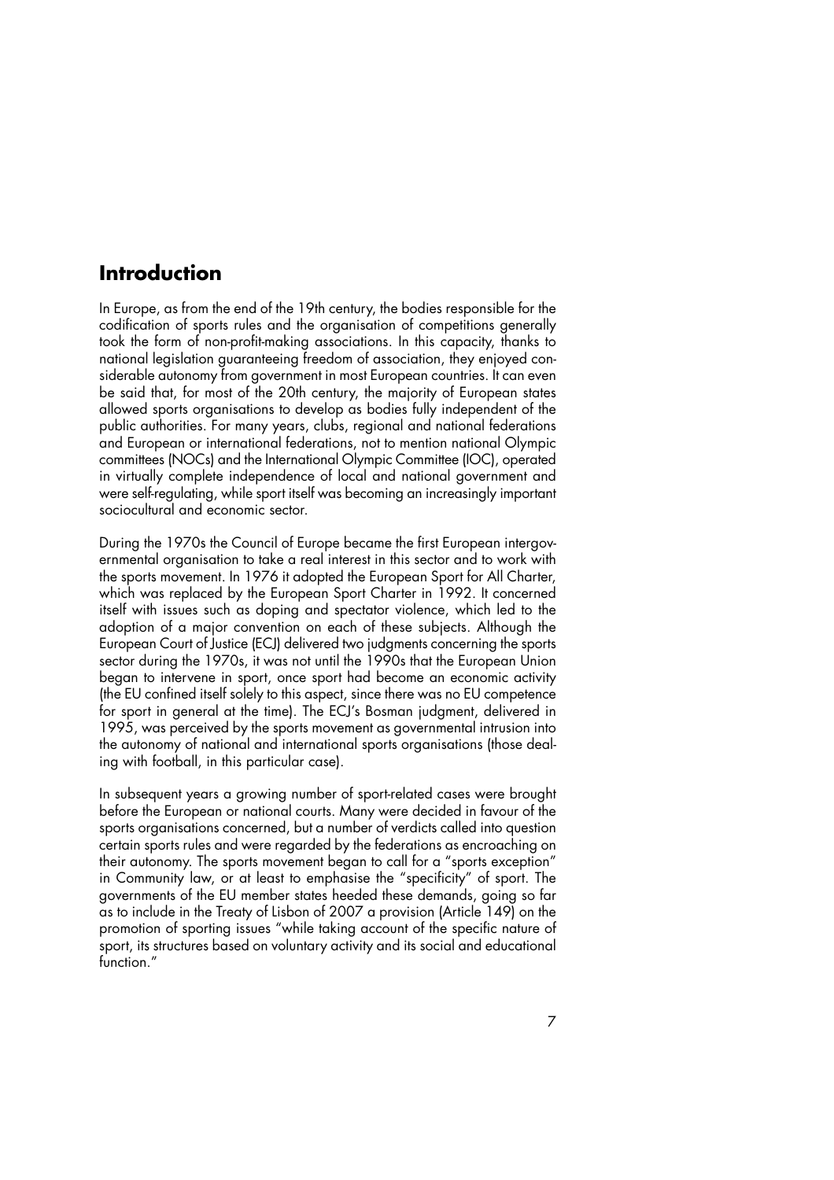## Introduction

In Europe, as from the end of the 19th century, the bodies responsible for the codification of sports rules and the organisation of competitions generally took the form of non-profit-making associations. In this capacity, thanks to national legislation guaranteeing freedom of association, they enjoyed considerable autonomy from government in most European countries. It can even be said that, for most of the 20th century, the majority of European states allowed sports organisations to develop as bodies fully independent of the public authorities. For many years, clubs, regional and national federations and European or international federations, not to mention national Olympic committees (NOCs) and the International Olympic Committee (IOC), operated in virtually complete independence of local and national government and were self-regulating, while sport itself was becoming an increasingly important sociocultural and economic sector.

During the 1970s the Council of Europe became the first European intergovernmental organisation to take a real interest in this sector and to work with the sports movement. In 1976 it adopted the European Sport for All Charter, which was replaced by the European Sport Charter in 1992. It concerned itself with issues such as doping and spectator violence, which led to the adoption of a major convention on each of these subjects. Although the European Court of Justice (ECJ) delivered two judgments concerning the sports sector during the 1970s, it was not until the 1990s that the European Union began to intervene in sport, once sport had become an economic activity (the EU confined itself solely to this aspect, since there was no EU competence for sport in general at the time). The ECJ's Bosman judgment, delivered in 1995, was perceived by the sports movement as governmental intrusion into the autonomy of national and international sports organisations (those dealing with football, in this particular case).

In subsequent years a growing number of sport-related cases were brought before the European or national courts. Many were decided in favour of the sports organisations concerned, but a number of verdicts called into question certain sports rules and were regarded by the federations as encroaching on their autonomy. The sports movement began to call for a "sports exception" in Community law, or at least to emphasise the "specificity" of sport. The governments of the EU member states heeded these demands, going so far as to include in the Treaty of Lisbon of 2007 a provision (Article 149) on the promotion of sporting issues "while taking account of the specific nature of sport, its structures based on voluntary activity and its social and educational function."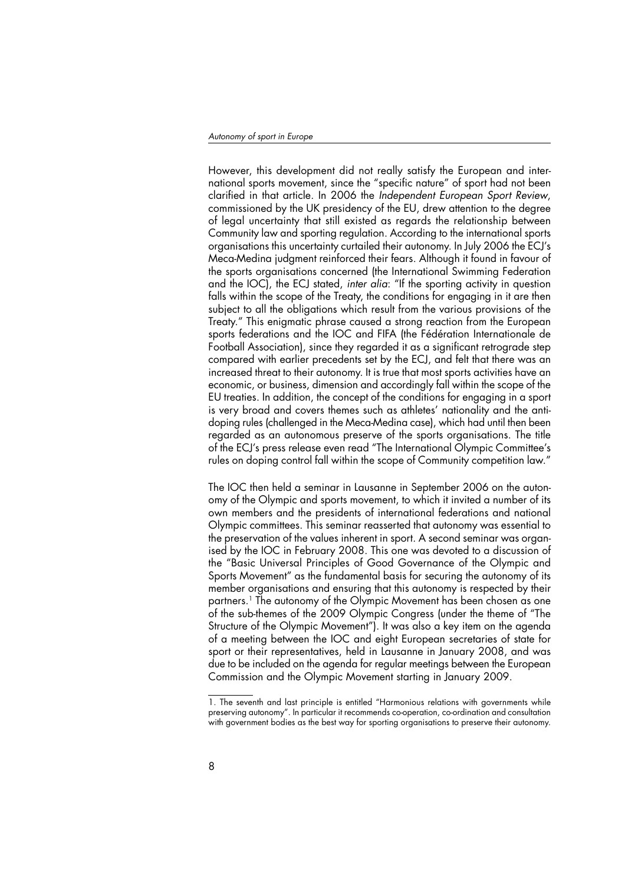However, this development did not really satisfy the European and international sports movement, since the "specific nature" of sport had not been clarified in that article. In 2006 the *Independent European Sport Review*, commissioned by the UK presidency of the EU, drew attention to the degree of legal uncertainty that still existed as regards the relationship between Community law and sporting regulation. According to the international sports organisations this uncertainty curtailed their autonomy. In July 2006 the ECJ's Meca-Medina judgment reinforced their fears. Although it found in favour of the sports organisations concerned (the International Swimming Federation and the IOC), the ECJ stated, *inter alia*: "If the sporting activity in question falls within the scope of the Treaty, the conditions for engaging in it are then subject to all the obligations which result from the various provisions of the Treaty." This enigmatic phrase caused a strong reaction from the European sports federations and the IOC and FIFA (the Fédération Internationale de Football Association), since they regarded it as a significant retrograde step compared with earlier precedents set by the ECJ, and felt that there was an increased threat to their autonomy. It is true that most sports activities have an economic, or business, dimension and accordingly fall within the scope of the EU treaties. In addition, the concept of the conditions for engaging in a sport is very broad and covers themes such as athletes' nationality and the anti-doping rules (challenged in the Meca-Medina case), which had until then been regarded as an autonomous preserve of the sports organisations. The title of the ECJ's press release even read "The International Olympic Committee's rules on doping control fall within the scope of Community competition law."

The IOC then held a seminar in Lausanne in September 2006 on the autonomy of the Olympic and sports movement, to which it invited a number of its own members and the presidents of international federations and national Olympic committees. This seminar reasserted that autonomy was essential to the preservation of the values inherent in sport. A second seminar was organised by the IOC in February 2008. This one was devoted to a discussion of the "Basic Universal Principles of Good Governance of the Olympic and Sports Movement" as the fundamental basis for securing the autonomy of its member organisations and ensuring that this autonomy is respected by their partners.[1] The autonomy of the Olympic Movement has been chosen as one of the sub-themes of the 2009 Olympic Congress (under the theme of "The Structure of the Olympic Movement"). It was also a key item on the agenda of a meeting between the IOC and eight European secretaries of state for sport or their representatives, held in Lausanne in January 2008, and was due to be included on the agenda for regular meetings between the European Commission and the Olympic Movement starting in January 2009.

1. The seventh and last principle is entitled "Harmonious relations with governments while preserving autonomy". In particular it recommends co-operation, co-ordination and consultation with government bodies as the best way for sporting organisations to preserve their autonomy.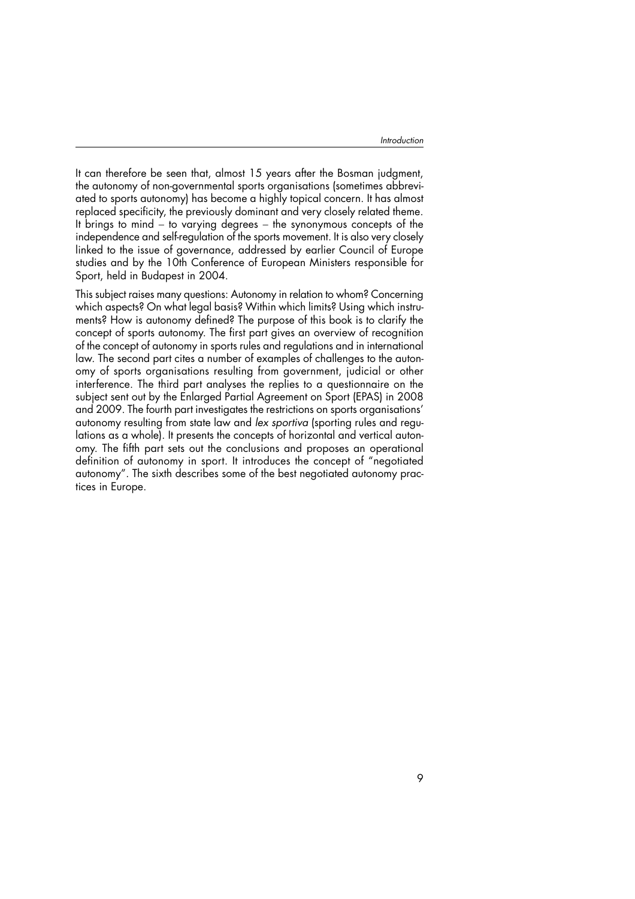It can therefore be seen that, almost 15 years after the Bosman judgment, the autonomy of non-governmental sports organisations (sometimes abbreviated to sports autonomy) has become a highly topical concern. It has almost replaced specificity, the previously dominant and very closely related theme. It brings to mind – to varying degrees – the synonymous concepts of the independence and self-regulation of the sports movement. It is also very closely linked to the issue of governance, addressed by earlier Council of Europe studies and by the 10th Conference of European Ministers responsible for Sport, held in Budapest in 2004.

This subject raises many questions: Autonomy in relation to whom? Concerning which aspects? On what legal basis? Within which limits? Using which instruments? How is autonomy defined? The purpose of this book is to clarify the concept of sports autonomy. The first part gives an overview of recognition of the concept of autonomy in sports rules and regulations and in international law. The second part cites a number of examples of challenges to the autonomy of sports organisations resulting from government, judicial or other interference. The third part analyses the replies to a questionnaire on the subject sent out by the Enlarged Partial Agreement on Sport (EPAS) in 2008 and 2009. The fourth part investigates the restrictions on sports organisations' autonomy resulting from state law and *lex sportiva* (sporting rules and regulations as a whole). It presents the concepts of horizontal and vertical autonomy. The fifth part sets out the conclusions and proposes an operational definition of autonomy in sport. It introduces the concept of "negotiated autonomy". The sixth describes some of the best negotiated autonomy practices in Europe.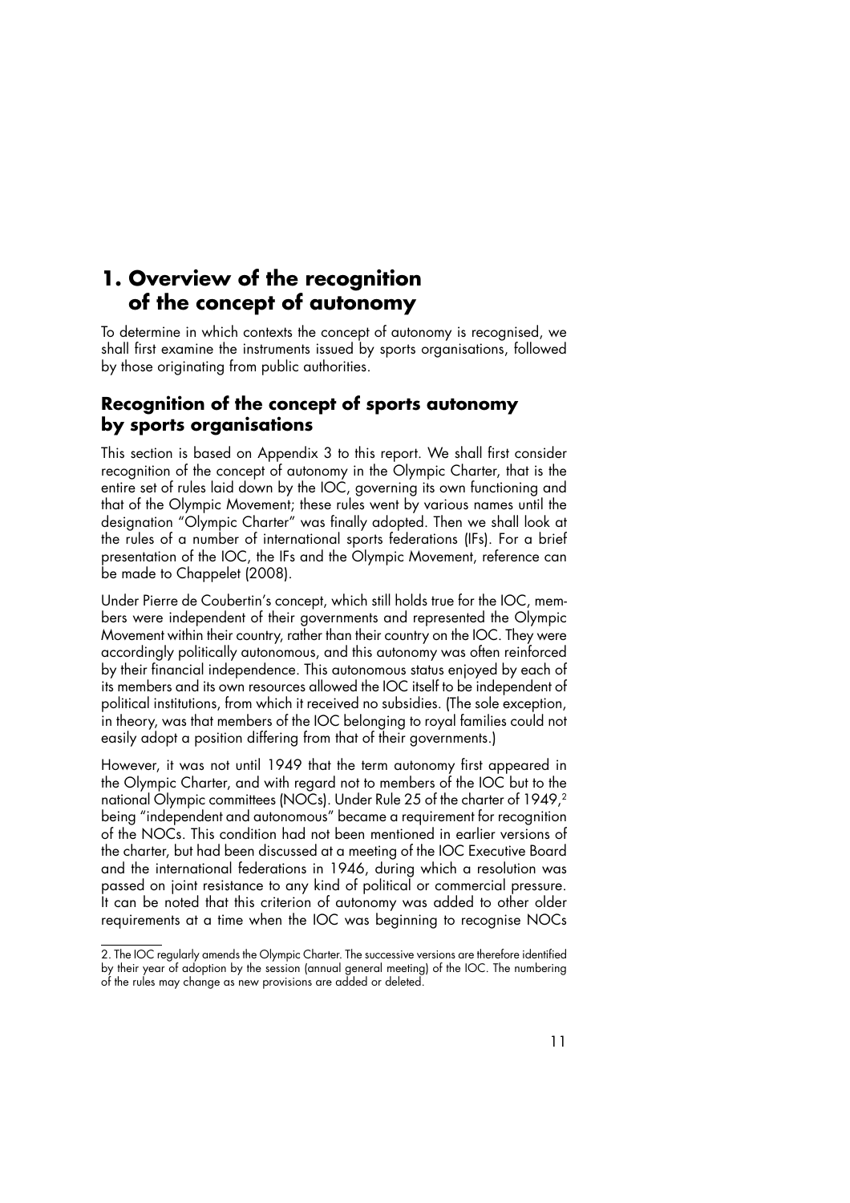# 1. Overview of the recognition of the concept of autonomy

To determine in which contexts the concept of autonomy is recognised, we shall first examine the instruments issued by sports organisations, followed by those originating from public authorities.

## Recognition of the concept of sports autonomy by sports organisations

This section is based on Appendix 3 to this report. We shall first consider recognition of the concept of autonomy in the Olympic Charter, that is the entire set of rules laid down by the IOC, governing its own functioning and that of the Olympic Movement; these rules went by various names until the designation "Olympic Charter" was finally adopted. Then we shall look at the rules of a number of international sports federations (IFs). For a brief presentation of the IOC, the IFs and the Olympic Movement, reference can be made to Chappelet (2008).

Under Pierre de Coubertin's concept, which still holds true for the IOC, members were independent of their governments and represented the Olympic Movement within their country, rather than their country on the IOC. They were accordingly politically autonomous, and this autonomy was often reinforced by their financial independence. This autonomous status enjoyed by each of its members and its own resources allowed the IOC itself to be independent of political institutions, from which it received no subsidies. (The sole exception, in theory, was that members of the IOC belonging to royal families could not easily adopt a position differing from that of their governments.)

However, it was not until 1949 that the term autonomy first appeared in the Olympic Charter, and with regard not to members of the IOC but to the national Olympic committees (NOCs). Under Rule 25 of the charter of 1949,[2] being "independent and autonomous" became a requirement for recognition of the NOCs. This condition had not been mentioned in earlier versions of the charter, but had been discussed at a meeting of the IOC Executive Board and the international federations in 1946, during which a resolution was passed on joint resistance to any kind of political or commercial pressure. It can be noted that this criterion of autonomy was added to other older requirements at a time when the IOC was beginning to recognise NOCs

2. The IOC regularly amends the Olympic Charter. The successive versions are therefore identified by their year of adoption by the session (annual general meeting) of the IOC. The numbering of the rules may change as new provisions are added or deleted.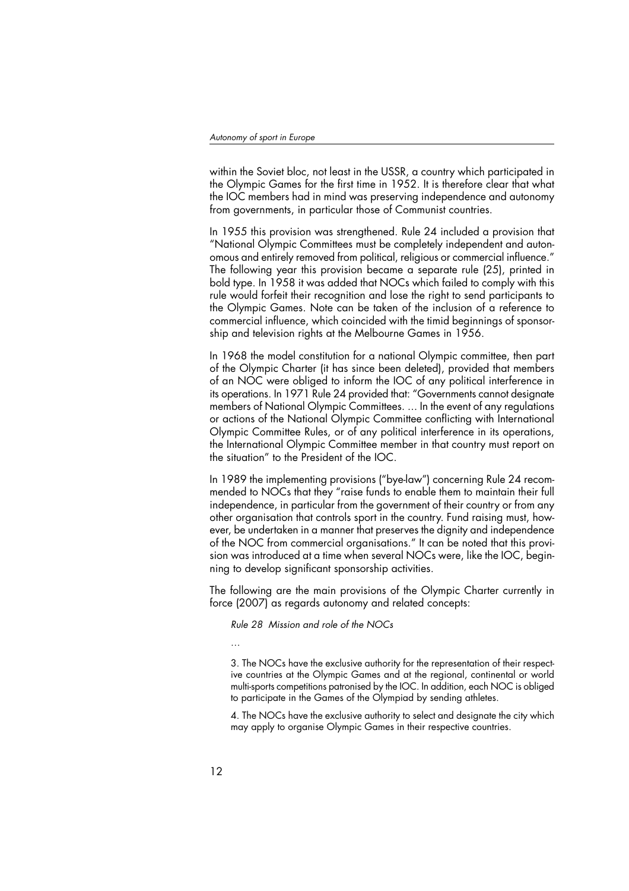within the Soviet bloc, not least in the USSR, a country which participated in the Olympic Games for the first time in 1952. It is therefore clear that what the IOC members had in mind was preserving independence and autonomy from governments, in particular those of Communist countries.

In 1955 this provision was strengthened. Rule 24 included a provision that "National Olympic Committees must be completely independent and autonomous and entirely removed from political, religious or commercial influence." The following year this provision became a separate rule (25), printed in bold type. In 1958 it was added that NOCs which failed to comply with this rule would forfeit their recognition and lose the right to send participants to the Olympic Games. Note can be taken of the inclusion of a reference to commercial influence, which coincided with the timid beginnings of sponsorship and television rights at the Melbourne Games in 1956.

In 1968 the model constitution for a national Olympic committee, then part of the Olympic Charter (it has since been deleted), provided that members of an NOC were obliged to inform the IOC of any political interference in its operations. In 1971 Rule 24 provided that: "Governments cannot designate members of National Olympic Committees. ... In the event of any regulations or actions of the National Olympic Committee conflicting with International Olympic Committee Rules, or of any political interference in its operations, the International Olympic Committee member in that country must report on the situation" to the President of the IOC.

In 1989 the implementing provisions ("bye-law") concerning Rule 24 recommended to NOCs that they "raise funds to enable them to maintain their full independence, in particular from the government of their country or from any other organisation that controls sport in the country. Fund raising must, however, be undertaken in a manner that preserves the dignity and independence of the NOC from commercial organisations." It can be noted that this provision was introduced at a time when several NOCs were, like the IOC, beginning to develop significant sponsorship activities.

The following are the main provisions of the Olympic Charter currently in force (2007) as regards autonomy and related concepts:

> *Rule 28 Mission and role of the NOCs*
>
> ...
>
> 3. The NOCs have the exclusive authority for the representation of their respective countries at the Olympic Games and at the regional, continental or world multi-sports competitions patronised by the IOC. In addition, each NOC is obliged to participate in the Games of the Olympiad by sending athletes.
>
> 4. The NOCs have the exclusive authority to select and designate the city which may apply to organise Olympic Games in their respective countries.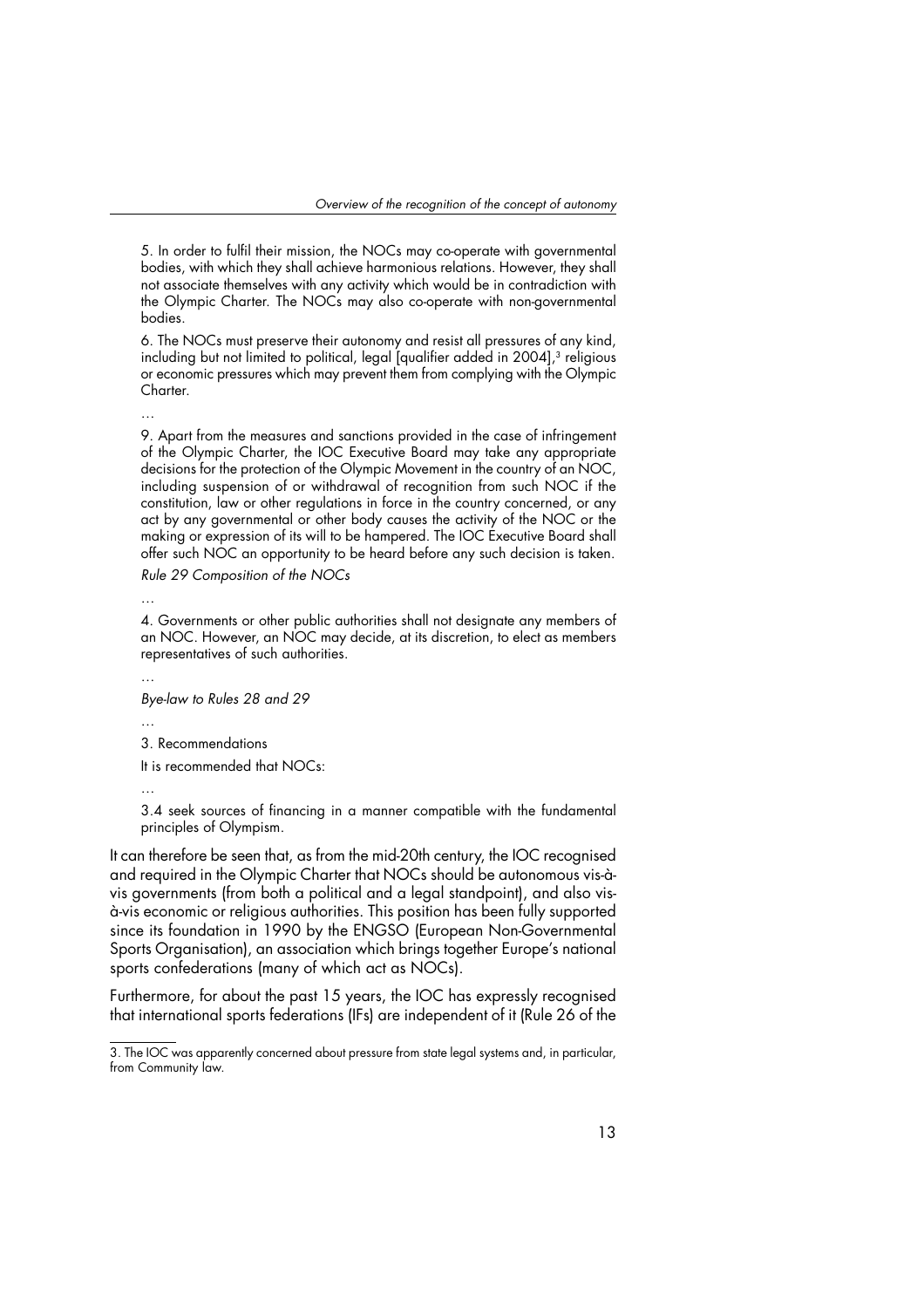5. In order to fulfil their mission, the NOCs may co-operate with governmental bodies, with which they shall achieve harmonious relations. However, they shall not associate themselves with any activity which would be in contradiction with the Olympic Charter. The NOCs may also co-operate with non-governmental bodies.

6. The NOCs must preserve their autonomy and resist all pressures of any kind, including but not limited to political, legal [qualifier added in 2004],[3] religious or economic pressures which may prevent them from complying with the Olympic Charter.

…

9. Apart from the measures and sanctions provided in the case of infringement of the Olympic Charter, the IOC Executive Board may take any appropriate decisions for the protection of the Olympic Movement in the country of an NOC, including suspension of or withdrawal of recognition from such NOC if the constitution, law or other regulations in force in the country concerned, or any act by any governmental or other body causes the activity of the NOC or the making or expression of its will to be hampered. The IOC Executive Board shall offer such NOC an opportunity to be heard before any such decision is taken.

*Rule 29 Composition of the NOCs*

…

4. Governments or other public authorities shall not designate any members of an NOC. However, an NOC may decide, at its discretion, to elect as members representatives of such authorities.

…

*Bye-law to Rules 28 and 29*

…

3. Recommendations

It is recommended that NOCs:

…

3.4 seek sources of financing in a manner compatible with the fundamental principles of Olympism.

It can therefore be seen that, as from the mid-20th century, the IOC recognised and required in the Olympic Charter that NOCs should be autonomous vis-à-vis governments (from both a political and a legal standpoint), and also vis-à-vis economic or religious authorities. This position has been fully supported since its foundation in 1990 by the ENGSO (European Non-Governmental Sports Organisation), an association which brings together Europe's national sports confederations (many of which act as NOCs).

Furthermore, for about the past 15 years, the IOC has expressly recognised that international sports federations (IFs) are independent of it (Rule 26 of the

3. The IOC was apparently concerned about pressure from state legal systems and, in particular, from Community law.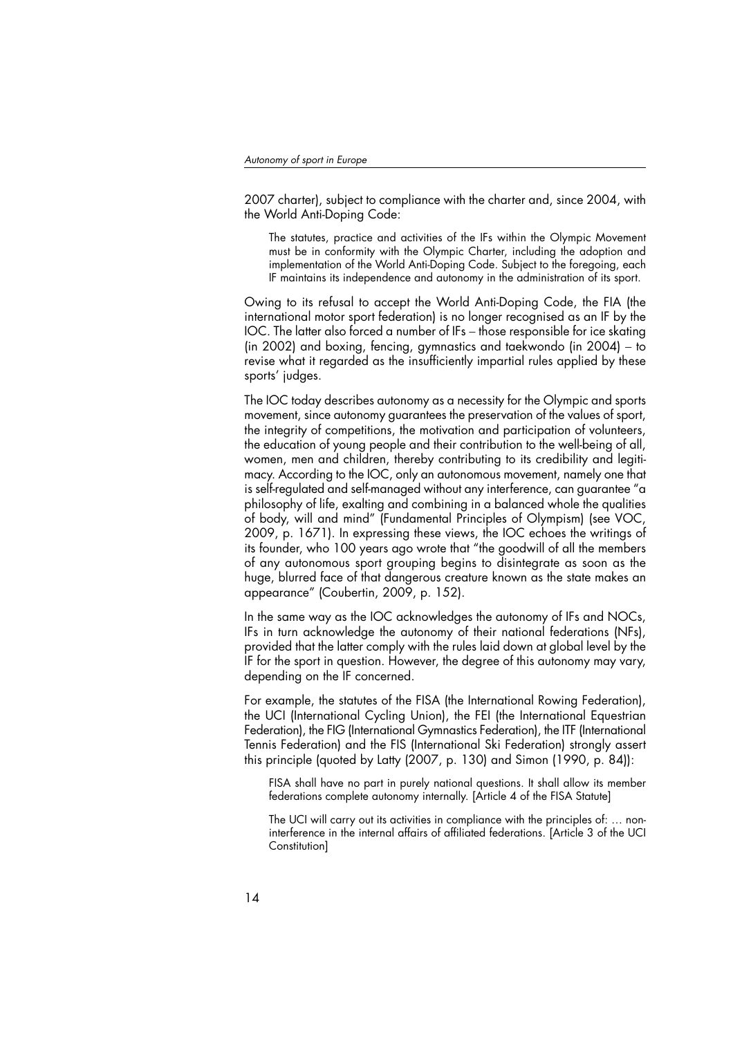2007 charter), subject to compliance with the charter and, since 2004, with the World Anti-Doping Code:

> The statutes, practice and activities of the IFs within the Olympic Movement must be in conformity with the Olympic Charter, including the adoption and implementation of the World Anti-Doping Code. Subject to the foregoing, each IF maintains its independence and autonomy in the administration of its sport.

Owing to its refusal to accept the World Anti-Doping Code, the FIA (the international motor sport federation) is no longer recognised as an IF by the IOC. The latter also forced a number of IFs – those responsible for ice skating (in 2002) and boxing, fencing, gymnastics and taekwondo (in 2004) – to revise what it regarded as the insufficiently impartial rules applied by these sports' judges.

The IOC today describes autonomy as a necessity for the Olympic and sports movement, since autonomy guarantees the preservation of the values of sport, the integrity of competitions, the motivation and participation of volunteers, the education of young people and their contribution to the well-being of all, women, men and children, thereby contributing to its credibility and legitimacy. According to the IOC, only an autonomous movement, namely one that is self-regulated and self-managed without any interference, can guarantee "a philosophy of life, exalting and combining in a balanced whole the qualities of body, will and mind" (Fundamental Principles of Olympism) (see VOC, 2009, p. 1671). In expressing these views, the IOC echoes the writings of its founder, who 100 years ago wrote that "the goodwill of all the members of any autonomous sport grouping begins to disintegrate as soon as the huge, blurred face of that dangerous creature known as the state makes an appearance" (Coubertin, 2009, p. 152).

In the same way as the IOC acknowledges the autonomy of IFs and NOCs, IFs in turn acknowledge the autonomy of their national federations (NFs), provided that the latter comply with the rules laid down at global level by the IF for the sport in question. However, the degree of this autonomy may vary, depending on the IF concerned.

For example, the statutes of the FISA (the International Rowing Federation), the UCI (International Cycling Union), the FEI (the International Equestrian Federation), the FIG (International Gymnastics Federation), the ITF (International Tennis Federation) and the FIS (International Ski Federation) strongly assert this principle (quoted by Latty (2007, p. 130) and Simon (1990, p. 84)):

> FISA shall have no part in purely national questions. It shall allow its member federations complete autonomy internally. [Article 4 of the FISA Statute]

> The UCI will carry out its activities in compliance with the principles of: … non-interference in the internal affairs of affiliated federations. [Article 3 of the UCI Constitution]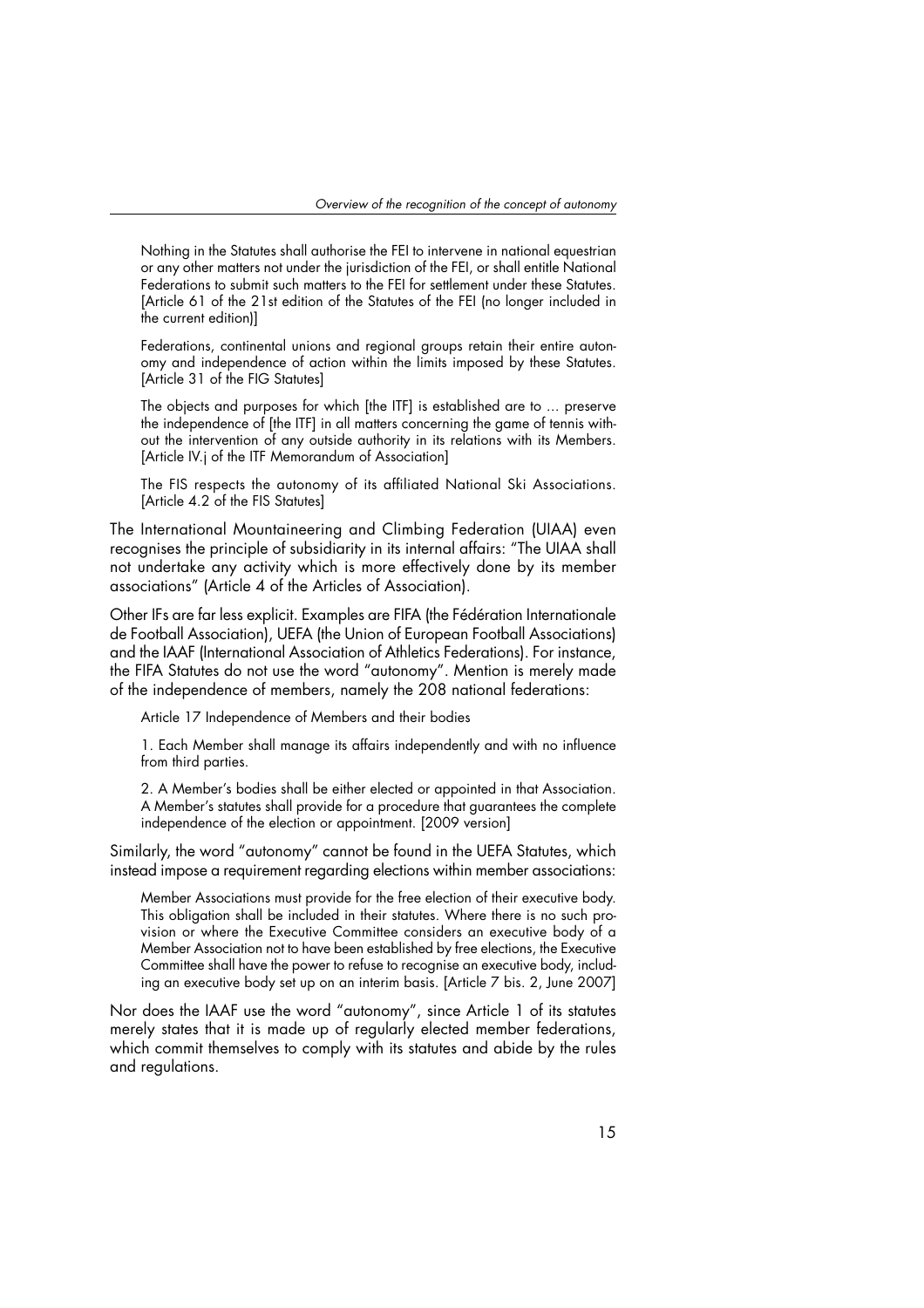> Nothing in the Statutes shall authorise the FEI to intervene in national equestrian or any other matters not under the jurisdiction of the FEI, or shall entitle National Federations to submit such matters to the FEI for settlement under these Statutes. [Article 61 of the 21st edition of the Statutes of the FEI (no longer included in the current edition)]

> Federations, continental unions and regional groups retain their entire autonomy and independence of action within the limits imposed by these Statutes. [Article 31 of the FIG Statutes]

> The objects and purposes for which [the ITF] is established are to ... preserve the independence of [the ITF] in all matters concerning the game of tennis without the intervention of any outside authority in its relations with its Members. [Article IV.j of the ITF Memorandum of Association]

> The FIS respects the autonomy of its affiliated National Ski Associations. [Article 4.2 of the FIS Statutes]

The International Mountaineering and Climbing Federation (UIAA) even recognises the principle of subsidiarity in its internal affairs: "The UIAA shall not undertake any activity which is more effectively done by its member associations" (Article 4 of the Articles of Association).

Other IFs are far less explicit. Examples are FIFA (the Fédération Internationale de Football Association), UEFA (the Union of European Football Associations) and the IAAF (International Association of Athletics Federations). For instance, the FIFA Statutes do not use the word "autonomy". Mention is merely made of the independence of members, namely the 208 national federations:

> Article 17 Independence of Members and their bodies
>
> 1. Each Member shall manage its affairs independently and with no influence from third parties.
>
> 2. A Member's bodies shall be either elected or appointed in that Association. A Member's statutes shall provide for a procedure that guarantees the complete independence of the election or appointment. [2009 version]

Similarly, the word "autonomy" cannot be found in the UEFA Statutes, which instead impose a requirement regarding elections within member associations:

> Member Associations must provide for the free election of their executive body. This obligation shall be included in their statutes. Where there is no such provision or where the Executive Committee considers an executive body of a Member Association not to have been established by free elections, the Executive Committee shall have the power to refuse to recognise an executive body, including an executive body set up on an interim basis. [Article 7 bis. 2, June 2007]

Nor does the IAAF use the word "autonomy", since Article 1 of its statutes merely states that it is made up of regularly elected member federations, which commit themselves to comply with its statutes and abide by the rules and regulations.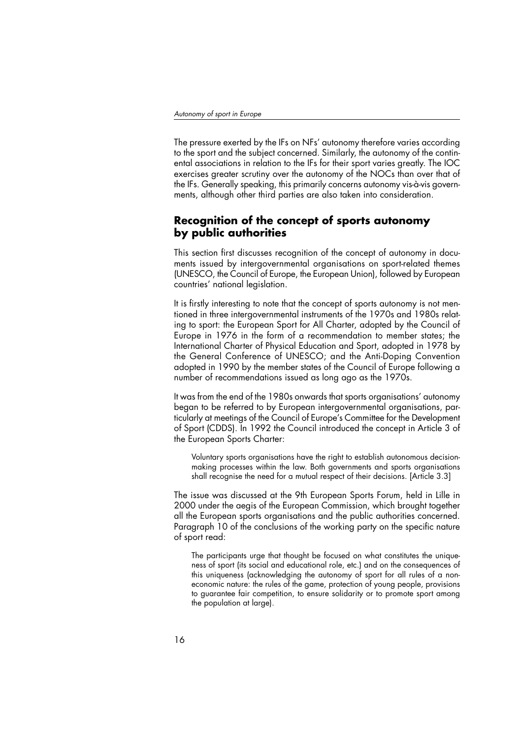The pressure exerted by the IFs on NFs' autonomy therefore varies according to the sport and the subject concerned. Similarly, the autonomy of the continental associations in relation to the IFs for their sport varies greatly. The IOC exercises greater scrutiny over the autonomy of the NOCs than over that of the IFs. Generally speaking, this primarily concerns autonomy vis-à-vis governments, although other third parties are also taken into consideration.

## Recognition of the concept of sports autonomy by public authorities

This section first discusses recognition of the concept of autonomy in documents issued by intergovernmental organisations on sport-related themes (UNESCO, the Council of Europe, the European Union), followed by European countries' national legislation.

It is firstly interesting to note that the concept of sports autonomy is not mentioned in three intergovernmental instruments of the 1970s and 1980s relating to sport: the European Sport for All Charter, adopted by the Council of Europe in 1976 in the form of a recommendation to member states; the International Charter of Physical Education and Sport, adopted in 1978 by the General Conference of UNESCO; and the Anti-Doping Convention adopted in 1990 by the member states of the Council of Europe following a number of recommendations issued as long ago as the 1970s.

It was from the end of the 1980s onwards that sports organisations' autonomy began to be referred to by European intergovernmental organisations, particularly at meetings of the Council of Europe's Committee for the Development of Sport (CDDS). In 1992 the Council introduced the concept in Article 3 of the European Sports Charter:

> Voluntary sports organisations have the right to establish autonomous decision-making processes within the law. Both governments and sports organisations shall recognise the need for a mutual respect of their decisions. [Article 3.3]

The issue was discussed at the 9th European Sports Forum, held in Lille in 2000 under the aegis of the European Commission, which brought together all the European sports organisations and the public authorities concerned. Paragraph 10 of the conclusions of the working party on the specific nature of sport read:

> The participants urge that thought be focused on what constitutes the uniqueness of sport (its social and educational role, etc.) and on the consequences of this uniqueness (acknowledging the autonomy of sport for all rules of a non-economic nature: the rules of the game, protection of young people, provisions to guarantee fair competition, to ensure solidarity or to promote sport among the population at large).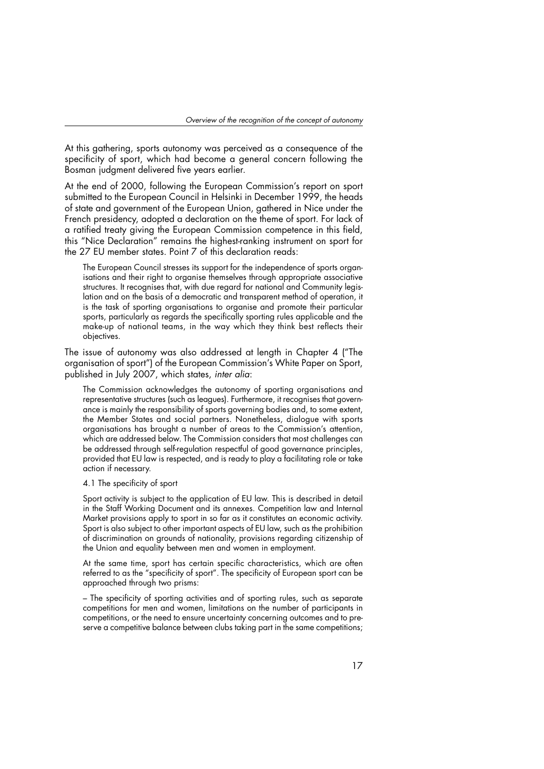At this gathering, sports autonomy was perceived as a consequence of the specificity of sport, which had become a general concern following the Bosman judgment delivered five years earlier.

At the end of 2000, following the European Commission's report on sport submitted to the European Council in Helsinki in December 1999, the heads of state and government of the European Union, gathered in Nice under the French presidency, adopted a declaration on the theme of sport. For lack of a ratified treaty giving the European Commission competence in this field, this "Nice Declaration" remains the highest-ranking instrument on sport for the 27 EU member states. Point 7 of this declaration reads:

> The European Council stresses its support for the independence of sports organisations and their right to organise themselves through appropriate associative structures. It recognises that, with due regard for national and Community legislation and on the basis of a democratic and transparent method of operation, it is the task of sporting organisations to organise and promote their particular sports, particularly as regards the specifically sporting rules applicable and the make-up of national teams, in the way which they think best reflects their objectives.

The issue of autonomy was also addressed at length in Chapter 4 ("The organisation of sport") of the European Commission's White Paper on Sport, published in July 2007, which states, *inter alia*:

> The Commission acknowledges the autonomy of sporting organisations and representative structures (such as leagues). Furthermore, it recognises that governance is mainly the responsibility of sports governing bodies and, to some extent, the Member States and social partners. Nonetheless, dialogue with sports organisations has brought a number of areas to the Commission's attention, which are addressed below. The Commission considers that most challenges can be addressed through self-regulation respectful of good governance principles, provided that EU law is respected, and is ready to play a facilitating role or take action if necessary.
>
> 4.1 The specificity of sport
>
> Sport activity is subject to the application of EU law. This is described in detail in the Staff Working Document and its annexes. Competition law and Internal Market provisions apply to sport in so far as it constitutes an economic activity. Sport is also subject to other important aspects of EU law, such as the prohibition of discrimination on grounds of nationality, provisions regarding citizenship of the Union and equality between men and women in employment.
>
> At the same time, sport has certain specific characteristics, which are often referred to as the "specificity of sport". The specificity of European sport can be approached through two prisms:
>
> – The specificity of sporting activities and of sporting rules, such as separate competitions for men and women, limitations on the number of participants in competitions, or the need to ensure uncertainty concerning outcomes and to preserve a competitive balance between clubs taking part in the same competitions;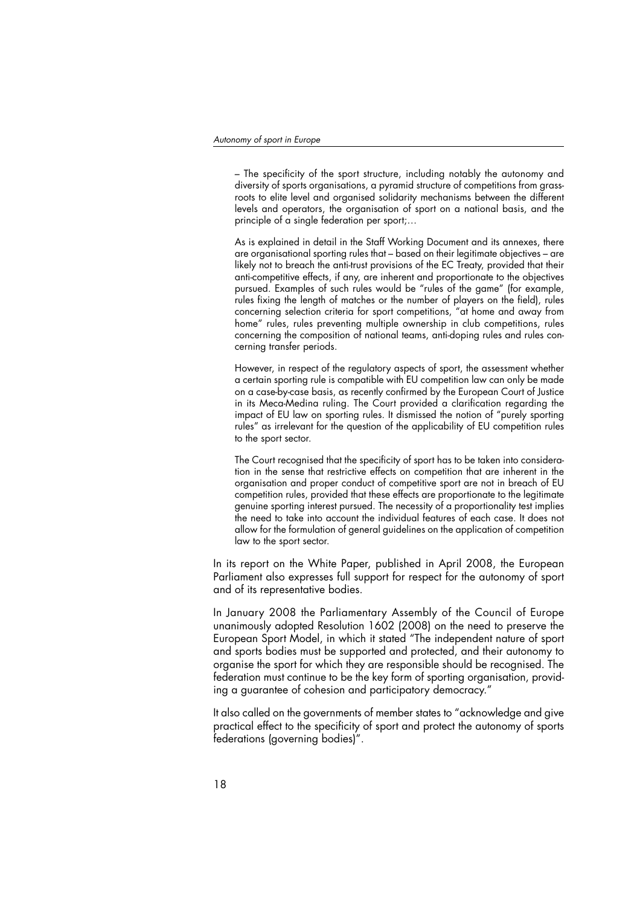> – The specificity of the sport structure, including notably the autonomy and diversity of sports organisations, a pyramid structure of competitions from grassroots to elite level and organised solidarity mechanisms between the different levels and operators, the organisation of sport on a national basis, and the principle of a single federation per sport;…
>
> As is explained in detail in the Staff Working Document and its annexes, there are organisational sporting rules that – based on their legitimate objectives – are likely not to breach the anti-trust provisions of the EC Treaty, provided that their anti-competitive effects, if any, are inherent and proportionate to the objectives pursued. Examples of such rules would be "rules of the game" (for example, rules fixing the length of matches or the number of players on the field), rules concerning selection criteria for sport competitions, "at home and away from home" rules, rules preventing multiple ownership in club competitions, rules concerning the composition of national teams, anti-doping rules and rules concerning transfer periods.
>
> However, in respect of the regulatory aspects of sport, the assessment whether a certain sporting rule is compatible with EU competition law can only be made on a case-by-case basis, as recently confirmed by the European Court of Justice in its Meca-Medina ruling. The Court provided a clarification regarding the impact of EU law on sporting rules. It dismissed the notion of "purely sporting rules" as irrelevant for the question of the applicability of EU competition rules to the sport sector.
>
> The Court recognised that the specificity of sport has to be taken into consideration in the sense that restrictive effects on competition that are inherent in the organisation and proper conduct of competitive sport are not in breach of EU competition rules, provided that these effects are proportionate to the legitimate genuine sporting interest pursued. The necessity of a proportionality test implies the need to take into account the individual features of each case. It does not allow for the formulation of general guidelines on the application of competition law to the sport sector.

In its report on the White Paper, published in April 2008, the European Parliament also expresses full support for respect for the autonomy of sport and of its representative bodies.

In January 2008 the Parliamentary Assembly of the Council of Europe unanimously adopted Resolution 1602 (2008) on the need to preserve the European Sport Model, in which it stated "The independent nature of sport and sports bodies must be supported and protected, and their autonomy to organise the sport for which they are responsible should be recognised. The federation must continue to be the key form of sporting organisation, providing a guarantee of cohesion and participatory democracy."

It also called on the governments of member states to "acknowledge and give practical effect to the specificity of sport and protect the autonomy of sports federations (governing bodies)".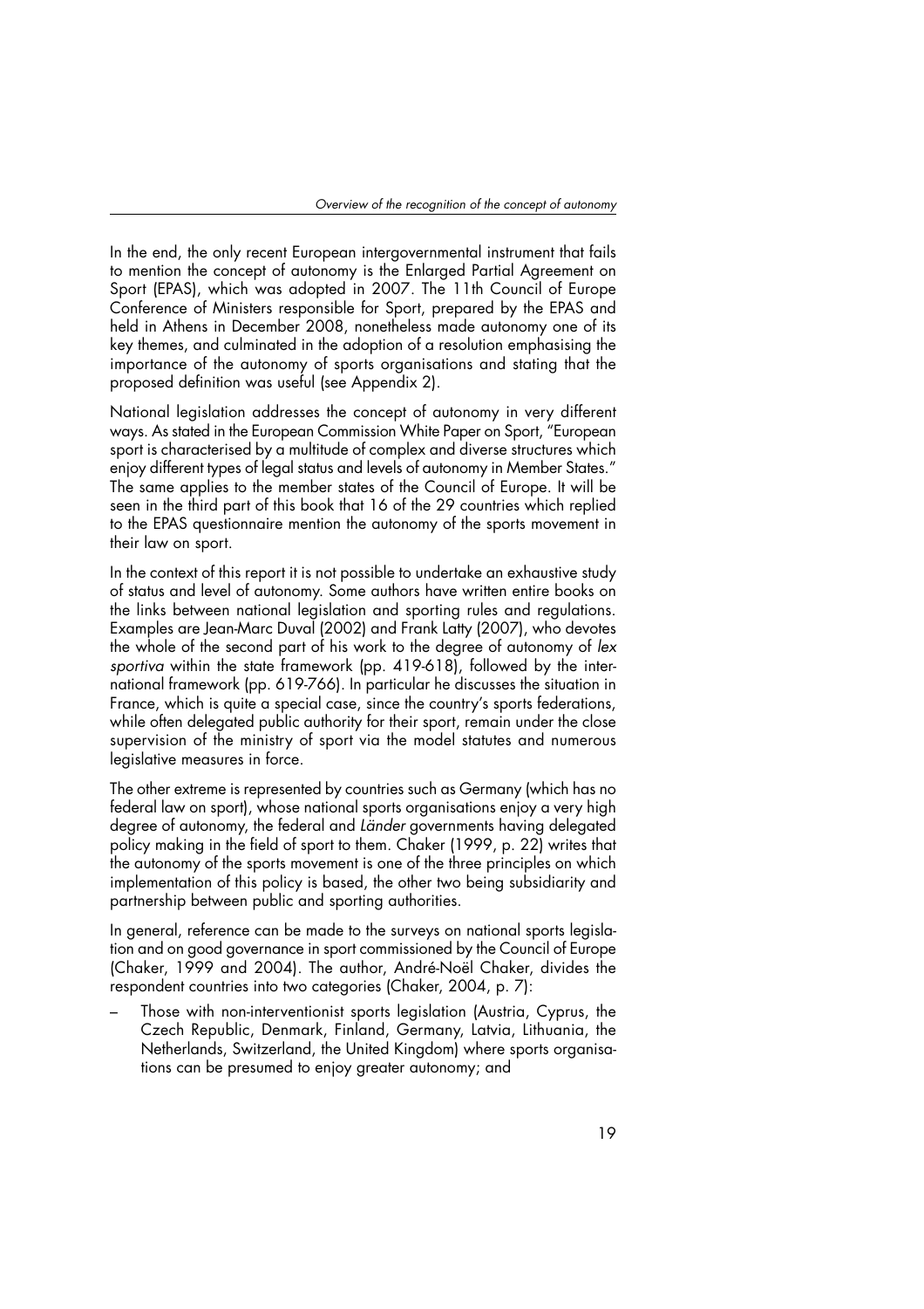In the end, the only recent European intergovernmental instrument that fails to mention the concept of autonomy is the Enlarged Partial Agreement on Sport (EPAS), which was adopted in 2007. The 11th Council of Europe Conference of Ministers responsible for Sport, prepared by the EPAS and held in Athens in December 2008, nonetheless made autonomy one of its key themes, and culminated in the adoption of a resolution emphasising the importance of the autonomy of sports organisations and stating that the proposed definition was useful (see Appendix 2).

National legislation addresses the concept of autonomy in very different ways. As stated in the European Commission White Paper on Sport, "European sport is characterised by a multitude of complex and diverse structures which enjoy different types of legal status and levels of autonomy in Member States." The same applies to the member states of the Council of Europe. It will be seen in the third part of this book that 16 of the 29 countries which replied to the EPAS questionnaire mention the autonomy of the sports movement in their law on sport.

In the context of this report it is not possible to undertake an exhaustive study of status and level of autonomy. Some authors have written entire books on the links between national legislation and sporting rules and regulations. Examples are Jean-Marc Duval (2002) and Frank Latty (2007), who devotes the whole of the second part of his work to the degree of autonomy of *lex sportiva* within the state framework (pp. 419-618), followed by the international framework (pp. 619-766). In particular he discusses the situation in France, which is quite a special case, since the country's sports federations, while often delegated public authority for their sport, remain under the close supervision of the ministry of sport via the model statutes and numerous legislative measures in force.

The other extreme is represented by countries such as Germany (which has no federal law on sport), whose national sports organisations enjoy a very high degree of autonomy, the federal and *Länder* governments having delegated policy making in the field of sport to them. Chaker (1999, p. 22) writes that the autonomy of the sports movement is one of the three principles on which implementation of this policy is based, the other two being subsidiarity and partnership between public and sporting authorities.

In general, reference can be made to the surveys on national sports legislation and on good governance in sport commissioned by the Council of Europe (Chaker, 1999 and 2004). The author, André-Noël Chaker, divides the respondent countries into two categories (Chaker, 2004, p. 7):

– Those with non-interventionist sports legislation (Austria, Cyprus, the Czech Republic, Denmark, Finland, Germany, Latvia, Lithuania, the Netherlands, Switzerland, the United Kingdom) where sports organisations can be presumed to enjoy greater autonomy; and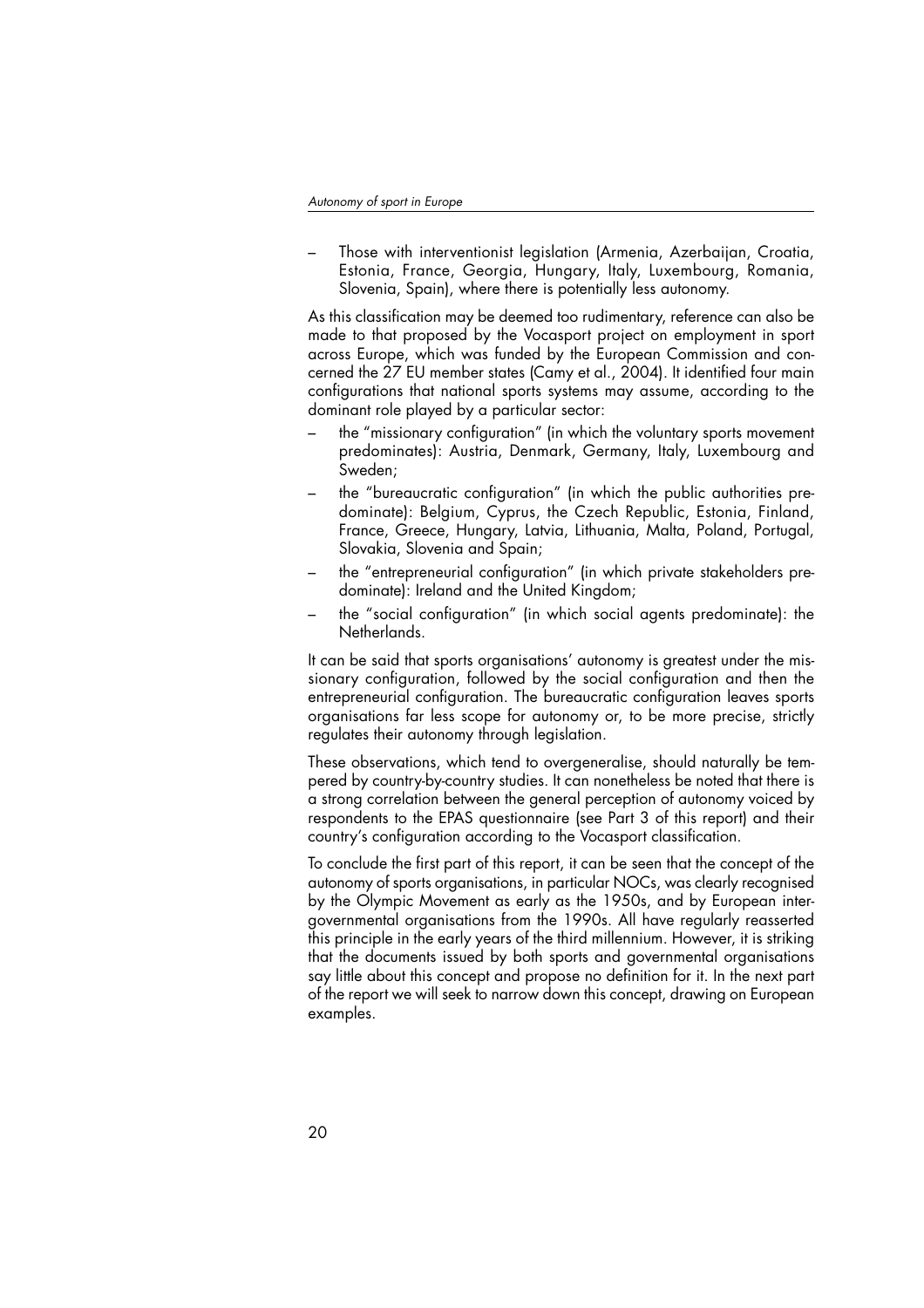– Those with interventionist legislation (Armenia, Azerbaijan, Croatia, Estonia, France, Georgia, Hungary, Italy, Luxembourg, Romania, Slovenia, Spain), where there is potentially less autonomy.

As this classification may be deemed too rudimentary, reference can also be made to that proposed by the Vocasport project on employment in sport across Europe, which was funded by the European Commission and concerned the 27 EU member states (Camy et al., 2004). It identified four main configurations that national sports systems may assume, according to the dominant role played by a particular sector:

– the "missionary configuration" (in which the voluntary sports movement predominates): Austria, Denmark, Germany, Italy, Luxembourg and Sweden;
– the "bureaucratic configuration" (in which the public authorities predominate): Belgium, Cyprus, the Czech Republic, Estonia, Finland, France, Greece, Hungary, Latvia, Lithuania, Malta, Poland, Portugal, Slovakia, Slovenia and Spain;
– the "entrepreneurial configuration" (in which private stakeholders predominate): Ireland and the United Kingdom;
– the "social configuration" (in which social agents predominate): the Netherlands.

It can be said that sports organisations' autonomy is greatest under the missionary configuration, followed by the social configuration and then the entrepreneurial configuration. The bureaucratic configuration leaves sports organisations far less scope for autonomy or, to be more precise, strictly regulates their autonomy through legislation.

These observations, which tend to overgeneralise, should naturally be tempered by country-by-country studies. It can nonetheless be noted that there is a strong correlation between the general perception of autonomy voiced by respondents to the EPAS questionnaire (see Part 3 of this report) and their country's configuration according to the Vocasport classification.

To conclude the first part of this report, it can be seen that the concept of the autonomy of sports organisations, in particular NOCs, was clearly recognised by the Olympic Movement as early as the 1950s, and by European intergovernmental organisations from the 1990s. All have regularly reasserted this principle in the early years of the third millennium. However, it is striking that the documents issued by both sports and governmental organisations say little about this concept and propose no definition for it. In the next part of the report we will seek to narrow down this concept, drawing on European examples.